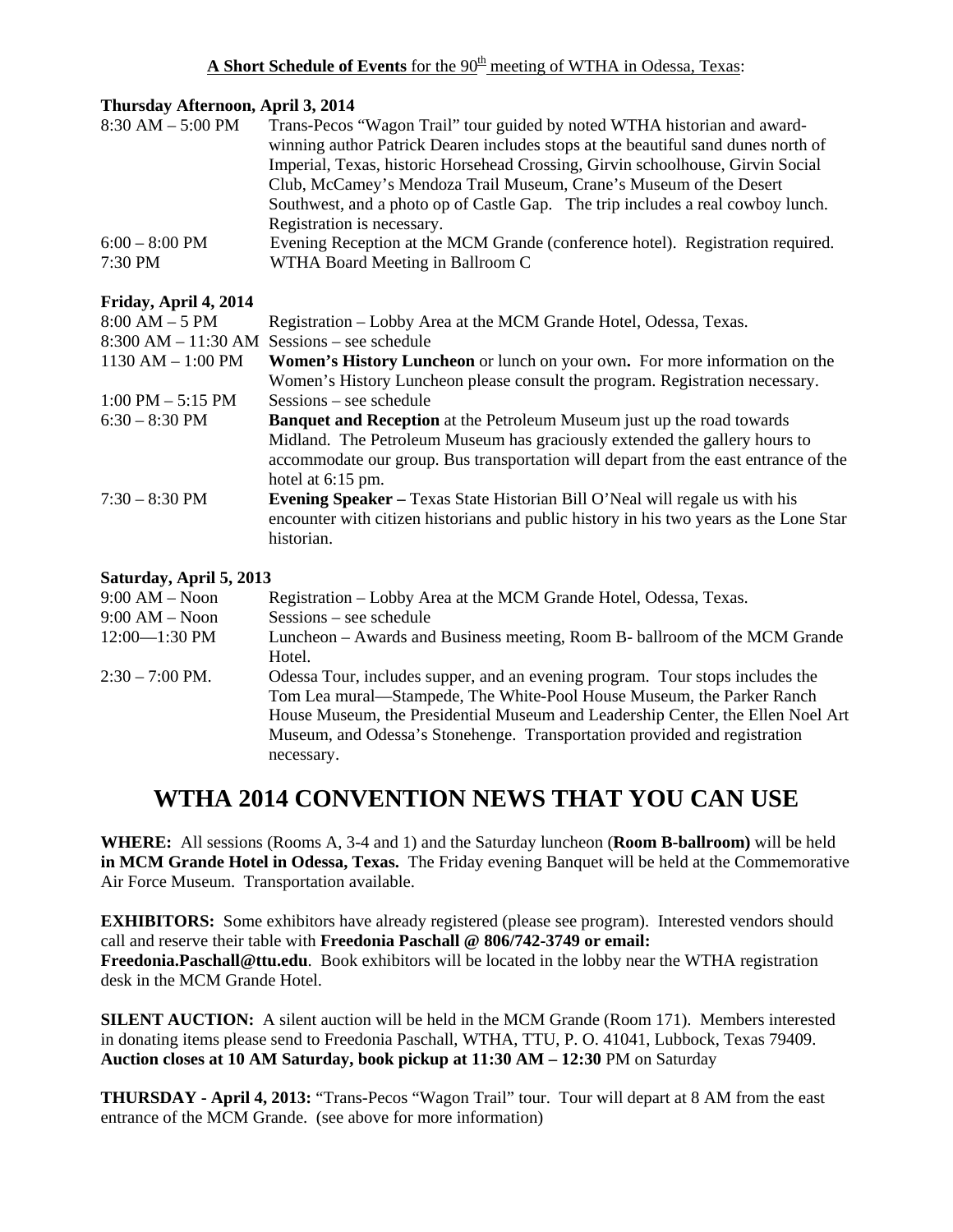**A Short Schedule of Events** for the 90th meeting of WTHA in Odessa, Texas:

**Thursday Afternoon, April 3, 2014**

| | |
|---|---|
| 8:30 AM – 5:00 PM | Trans-Pecos "Wagon Trail" tour guided by noted WTHA historian and award-winning author Patrick Dearen includes stops at the beautiful sand dunes north of Imperial, Texas, historic Horsehead Crossing, Girvin schoolhouse, Girvin Social Club, McCamey's Mendoza Trail Museum, Crane's Museum of the Desert Southwest, and a photo op of Castle Gap. The trip includes a real cowboy lunch. Registration is necessary. |
| 6:00 – 8:00 PM | Evening Reception at the MCM Grande (conference hotel). Registration required. |
| 7:30 PM | WTHA Board Meeting in Ballroom C |

**Friday, April 4, 2014**

| | |
|---|---|
| 8:00 AM – 5 PM | Registration – Lobby Area at the MCM Grande Hotel, Odessa, Texas. |
| 8:300 AM – 11:30 AM | Sessions – see schedule |
| 1130 AM – 1:00 PM | **Women's History Luncheon** or lunch on your own**.** For more information on the Women's History Luncheon please consult the program. Registration necessary. |
| 1:00 PM – 5:15 PM | Sessions – see schedule |
| 6:30 – 8:30 PM | **Banquet and Reception** at the Petroleum Museum just up the road towards Midland. The Petroleum Museum has graciously extended the gallery hours to accommodate our group. Bus transportation will depart from the east entrance of the hotel at 6:15 pm. |
| 7:30 – 8:30 PM | **Evening Speaker –** Texas State Historian Bill O'Neal will regale us with his encounter with citizen historians and public history in his two years as the Lone Star historian. |

**Saturday, April 5, 2013**

| | |
|---|---|
| 9:00 AM – Noon | Registration – Lobby Area at the MCM Grande Hotel, Odessa, Texas. |
| 9:00 AM – Noon | Sessions – see schedule |
| 12:00—1:30 PM | Luncheon – Awards and Business meeting, Room B- ballroom of the MCM Grande Hotel. |
| 2:30 – 7:00 PM. | Odessa Tour, includes supper, and an evening program. Tour stops includes the Tom Lea mural—Stampede, The White-Pool House Museum, the Parker Ranch House Museum, the Presidential Museum and Leadership Center, the Ellen Noel Art Museum, and Odessa's Stonehenge. Transportation provided and registration necessary. |

# WTHA 2014 CONVENTION NEWS THAT YOU CAN USE

**WHERE:** All sessions (Rooms A, 3-4 and 1) and the Saturday luncheon (**Room B-ballroom)** will be held **in MCM Grande Hotel in Odessa, Texas.** The Friday evening Banquet will be held at the Commemorative Air Force Museum. Transportation available.

**EXHIBITORS:** Some exhibitors have already registered (please see program). Interested vendors should call and reserve their table with **Freedonia Paschall @ 806/742-3749 or email: Freedonia.Paschall@ttu.edu**. Book exhibitors will be located in the lobby near the WTHA registration desk in the MCM Grande Hotel.

**SILENT AUCTION:** A silent auction will be held in the MCM Grande (Room 171). Members interested in donating items please send to Freedonia Paschall, WTHA, TTU, P. O. 41041, Lubbock, Texas 79409. **Auction closes at 10 AM Saturday, book pickup at 11:30 AM – 12:30** PM on Saturday

**THURSDAY - April 4, 2013:** "Trans-Pecos "Wagon Trail" tour. Tour will depart at 8 AM from the east entrance of the MCM Grande. (see above for more information)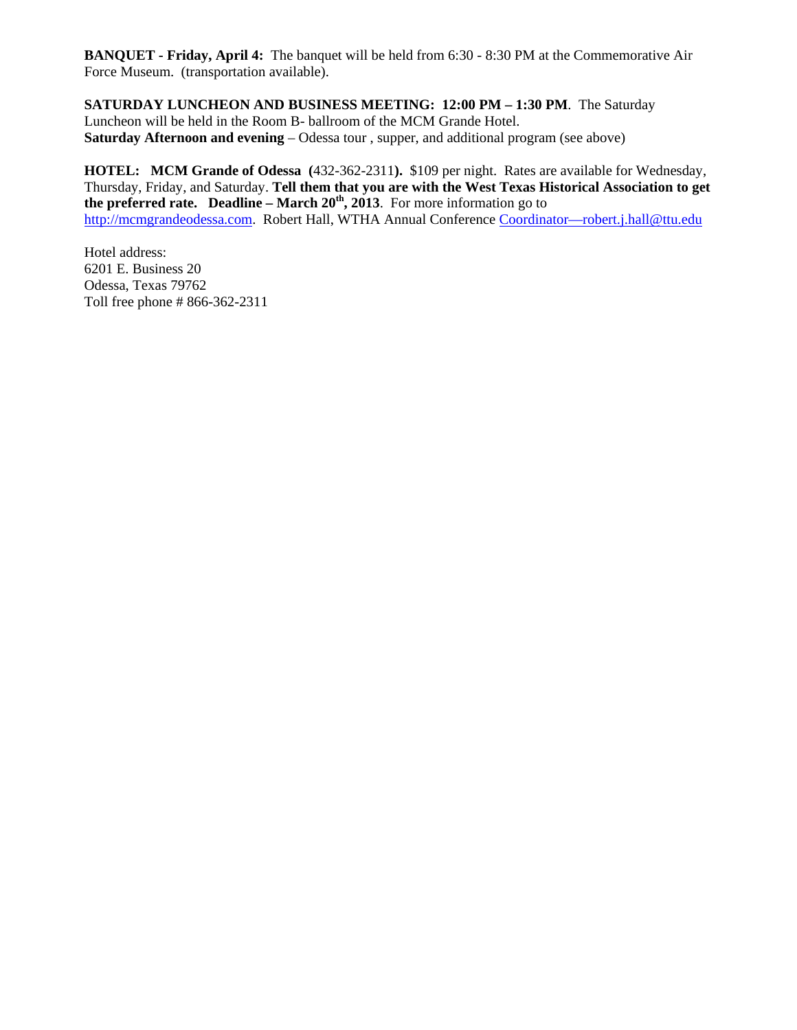**BANQUET - Friday, April 4:** The banquet will be held from 6:30 - 8:30 PM at the Commemorative Air Force Museum. (transportation available).

**SATURDAY LUNCHEON AND BUSINESS MEETING: 12:00 PM – 1:30 PM**. The Saturday Luncheon will be held in the Room B- ballroom of the MCM Grande Hotel.
**Saturday Afternoon and evening** – Odessa tour , supper, and additional program (see above)

**HOTEL: MCM Grande of Odessa (**432-362-2311**).** $109 per night. Rates are available for Wednesday, Thursday, Friday, and Saturday. **Tell them that you are with the West Texas Historical Association to get the preferred rate. Deadline – March 20th, 2013**. For more information go to http://mcmgrandeodessa.com. Robert Hall, WTHA Annual Conference Coordinator—robert.j.hall@ttu.edu

Hotel address:
6201 E. Business 20
Odessa, Texas 79762
Toll free phone # 866-362-2311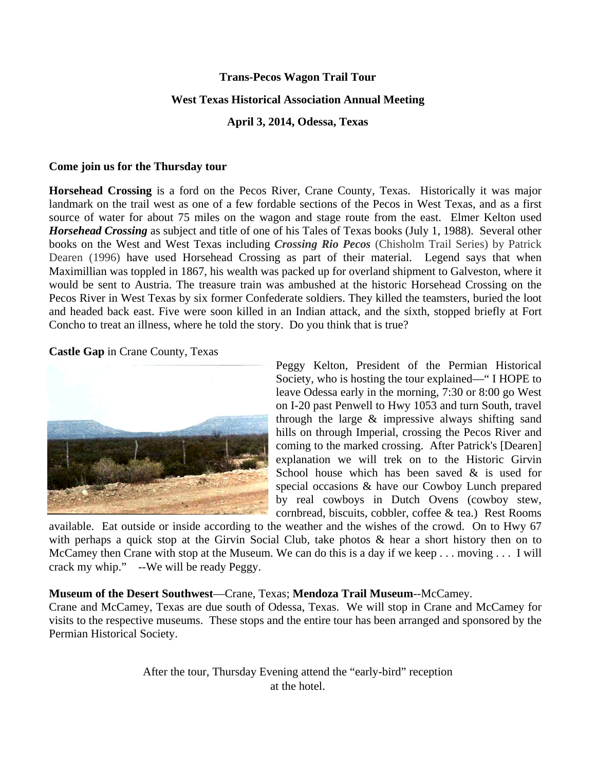**Trans-Pecos Wagon Trail Tour**

**West Texas Historical Association Annual Meeting**

**April 3, 2014, Odessa, Texas**

**Come join us for the Thursday tour**

**Horsehead Crossing** is a ford on the Pecos River, Crane County, Texas. Historically it was major landmark on the trail west as one of a few fordable sections of the Pecos in West Texas, and as a first source of water for about 75 miles on the wagon and stage route from the east. Elmer Kelton used ***Horsehead Crossing*** as subject and title of one of his Tales of Texas books (July 1, 1988). Several other books on the West and West Texas including ***Crossing Rio Pecos*** (Chisholm Trail Series) by Patrick Dearen (1996) have used Horsehead Crossing as part of their material. Legend says that when Maximillian was toppled in 1867, his wealth was packed up for overland shipment to Galveston, where it would be sent to Austria. The treasure train was ambushed at the historic Horsehead Crossing on the Pecos River in West Texas by six former Confederate soldiers. They killed the teamsters, buried the loot and headed back east. Five were soon killed in an Indian attack, and the sixth, stopped briefly at Fort Concho to treat an illness, where he told the story. Do you think that is true?

**Castle Gap** in Crane County, Texas

Peggy Kelton, President of the Permian Historical Society, who is hosting the tour explained—" I HOPE to leave Odessa early in the morning, 7:30 or 8:00 go West on I-20 past Penwell to Hwy 1053 and turn South, travel through the large & impressive always shifting sand hills on through Imperial, crossing the Pecos River and coming to the marked crossing. After Patrick's [Dearen] explanation we will trek on to the Historic Girvin School house which has been saved & is used for special occasions & have our Cowboy Lunch prepared by real cowboys in Dutch Ovens (cowboy stew, cornbread, biscuits, cobbler, coffee & tea.) Rest Rooms available. Eat outside or inside according to the weather and the wishes of the crowd. On to Hwy 67 with perhaps a quick stop at the Girvin Social Club, take photos & hear a short history then on to McCamey then Crane with stop at the Museum. We can do this is a day if we keep . . . moving . . . I will crack my whip." --We will be ready Peggy.

**Museum of the Desert Southwest**—Crane, Texas; **Mendoza Trail Museum**--McCamey.
Crane and McCamey, Texas are due south of Odessa, Texas. We will stop in Crane and McCamey for visits to the respective museums. These stops and the entire tour has been arranged and sponsored by the Permian Historical Society.

After the tour, Thursday Evening attend the "early-bird" reception at the hotel.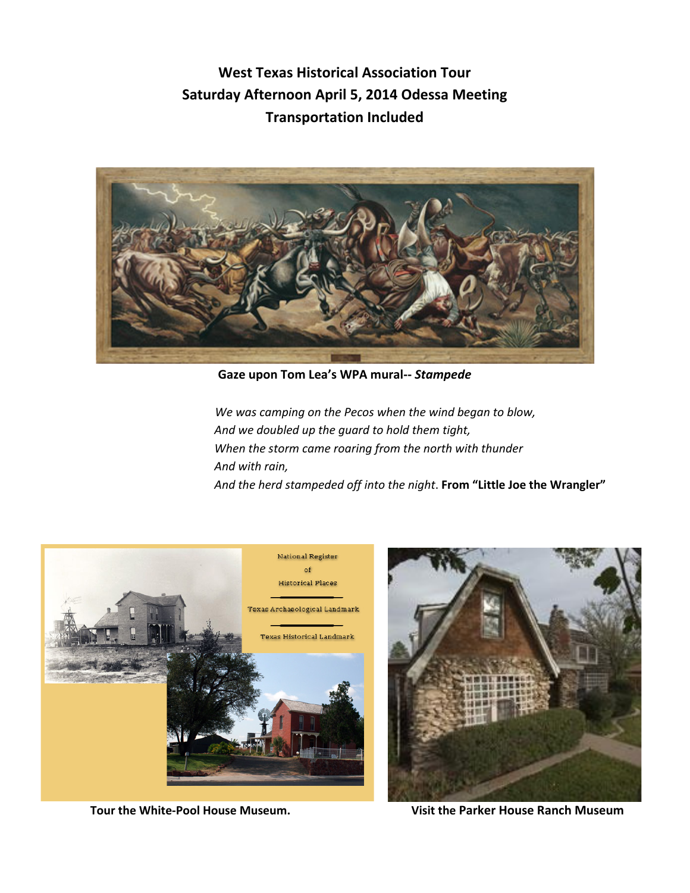# West Texas Historical Association Tour
## Saturday Afternoon April 5, 2014 Odessa Meeting
## Transportation Included

**Gaze upon Tom Lea's WPA mural-- *Stampede***

*We was camping on the Pecos when the wind began to blow,*
*And we doubled up the guard to hold them tight,*
*When the storm came roaring from the north with thunder*
*And with rain,*
*And the herd stampeded off into the night.* **From "Little Joe the Wrangler"**

National Register of Historical Places

Texas Archaeological Landmark

Texas Historical Landmark

**Tour the White-Pool House Museum.**

**Visit the Parker House Ranch Museum**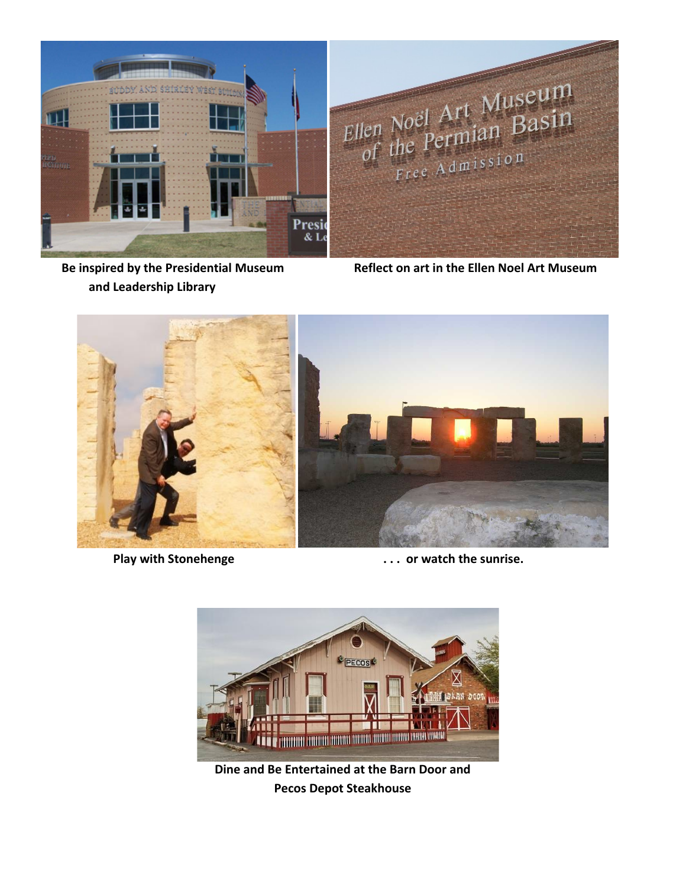**Be inspired by the Presidential Museum and Leadership Library**

**Reflect on art in the Ellen Noel Art Museum**

**Play with Stonehenge**

**. . . or watch the sunrise.**

**Dine and Be Entertained at the Barn Door and Pecos Depot Steakhouse**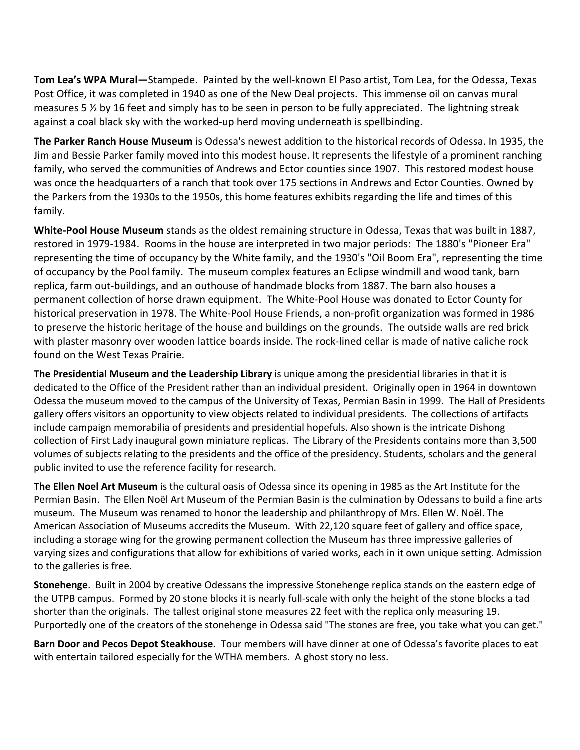**Tom Lea's WPA Mural—**Stampede. Painted by the well-known El Paso artist, Tom Lea, for the Odessa, Texas Post Office, it was completed in 1940 as one of the New Deal projects. This immense oil on canvas mural measures 5 ½ by 16 feet and simply has to be seen in person to be fully appreciated. The lightning streak against a coal black sky with the worked-up herd moving underneath is spellbinding.

**The Parker Ranch House Museum** is Odessa's newest addition to the historical records of Odessa. In 1935, the Jim and Bessie Parker family moved into this modest house. It represents the lifestyle of a prominent ranching family, who served the communities of Andrews and Ector counties since 1907. This restored modest house was once the headquarters of a ranch that took over 175 sections in Andrews and Ector Counties. Owned by the Parkers from the 1930s to the 1950s, this home features exhibits regarding the life and times of this family.

**White-Pool House Museum** stands as the oldest remaining structure in Odessa, Texas that was built in 1887, restored in 1979-1984. Rooms in the house are interpreted in two major periods: The 1880's "Pioneer Era" representing the time of occupancy by the White family, and the 1930's "Oil Boom Era", representing the time of occupancy by the Pool family. The museum complex features an Eclipse windmill and wood tank, barn replica, farm out-buildings, and an outhouse of handmade blocks from 1887. The barn also houses a permanent collection of horse drawn equipment. The White-Pool House was donated to Ector County for historical preservation in 1978. The White-Pool House Friends, a non-profit organization was formed in 1986 to preserve the historic heritage of the house and buildings on the grounds. The outside walls are red brick with plaster masonry over wooden lattice boards inside. The rock-lined cellar is made of native caliche rock found on the West Texas Prairie.

**The Presidential Museum and the Leadership Library** is unique among the presidential libraries in that it is dedicated to the Office of the President rather than an individual president. Originally open in 1964 in downtown Odessa the museum moved to the campus of the University of Texas, Permian Basin in 1999. The Hall of Presidents gallery offers visitors an opportunity to view objects related to individual presidents. The collections of artifacts include campaign memorabilia of presidents and presidential hopefuls. Also shown is the intricate Dishong collection of First Lady inaugural gown miniature replicas. The Library of the Presidents contains more than 3,500 volumes of subjects relating to the presidents and the office of the presidency. Students, scholars and the general public invited to use the reference facility for research.

**The Ellen Noel Art Museum** is the cultural oasis of Odessa since its opening in 1985 as the Art Institute for the Permian Basin. The Ellen Noël Art Museum of the Permian Basin is the culmination by Odessans to build a fine arts museum. The Museum was renamed to honor the leadership and philanthropy of Mrs. Ellen W. Noël. The American Association of Museums accredits the Museum. With 22,120 square feet of gallery and office space, including a storage wing for the growing permanent collection the Museum has three impressive galleries of varying sizes and configurations that allow for exhibitions of varied works, each in it own unique setting. Admission to the galleries is free.

**Stonehenge**. Built in 2004 by creative Odessans the impressive Stonehenge replica stands on the eastern edge of the UTPB campus. Formed by 20 stone blocks it is nearly full-scale with only the height of the stone blocks a tad shorter than the originals. The tallest original stone measures 22 feet with the replica only measuring 19. Purportedly one of the creators of the stonehenge in Odessa said "The stones are free, you take what you can get."

**Barn Door and Pecos Depot Steakhouse.** Tour members will have dinner at one of Odessa's favorite places to eat with entertain tailored especially for the WTHA members. A ghost story no less.